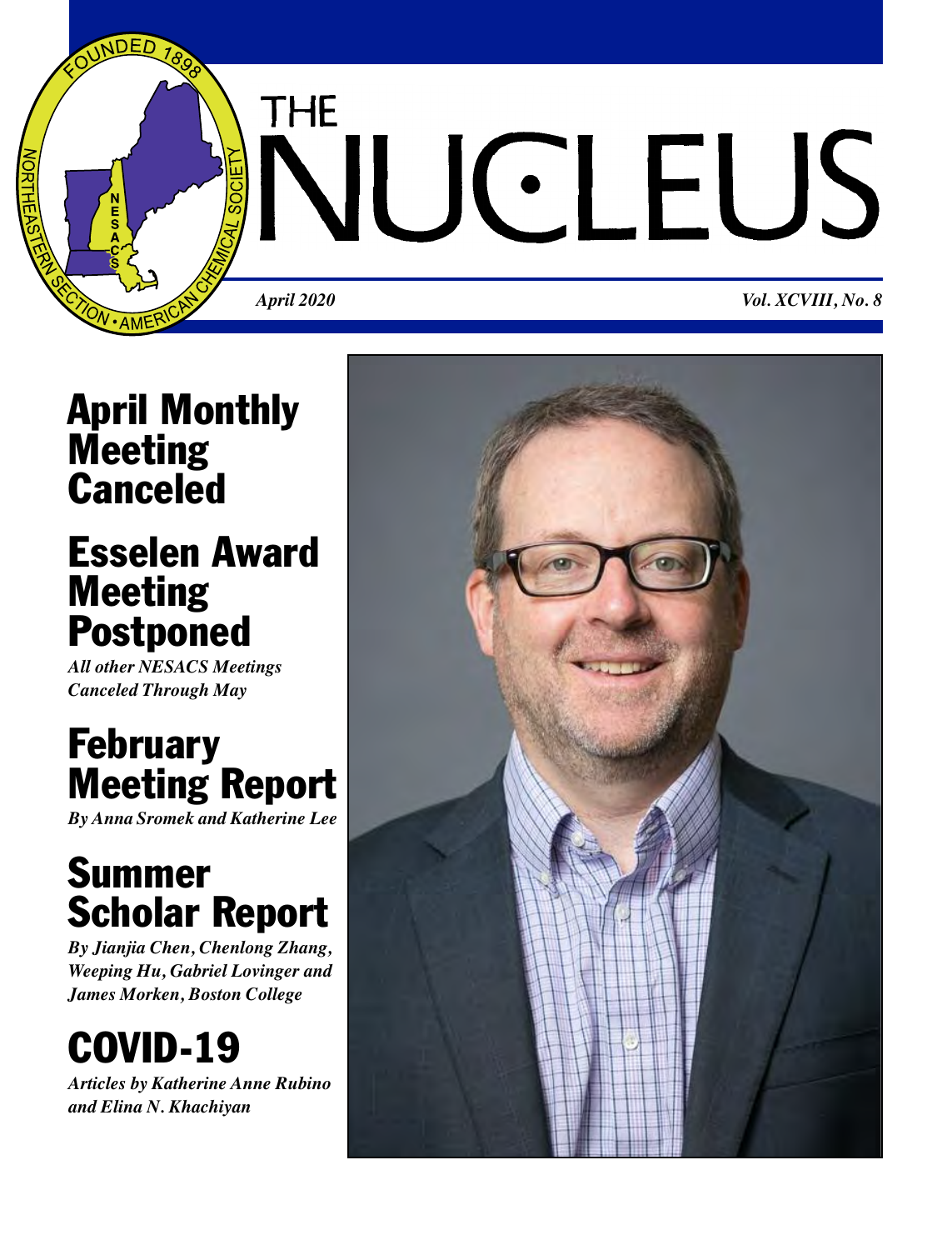# THE NUCLEUS

*April 2020* *Vol. XCVIII, No. 8*

## April Monthly Meeting Canceled

## Esselen Award Meeting Postponed

*All other NESACS Meetings Canceled Through May*

## February Meeting Report

*By Anna Sromek and Katherine Lee*

## Summer Scholar Report

*By Jianjia Chen, Chenlong Zhang, Weeping Hu, Gabriel Lovinger and James Morken, Boston College*

## COVID-19

*Articles by Katherine Anne Rubino and Elina N. Khachiyan*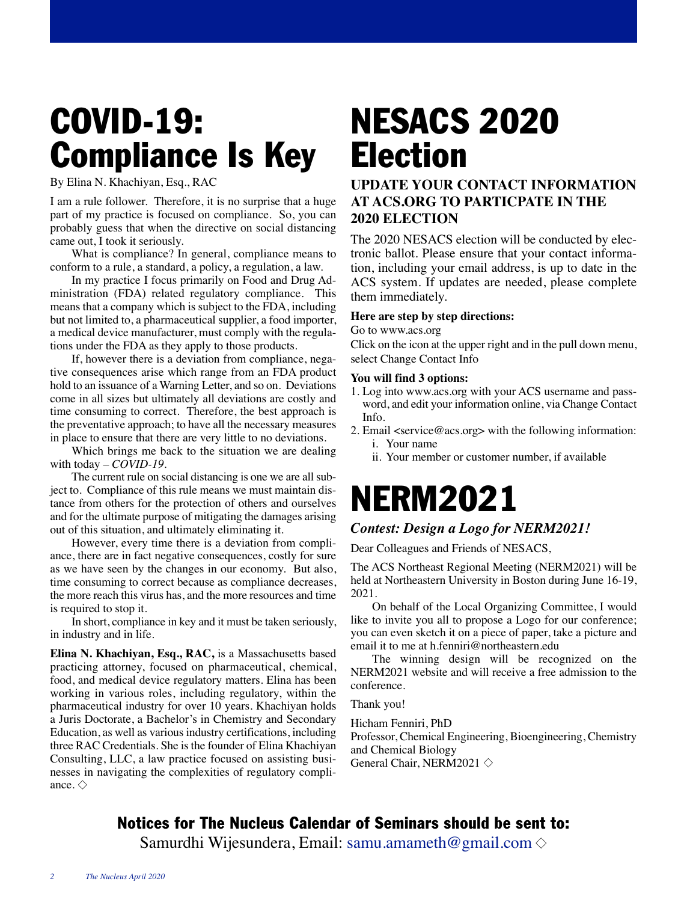# COVID-19: Compliance Is Key

By Elina N. Khachiyan, Esq., RAC

I am a rule follower. Therefore, it is no surprise that a huge part of my practice is focused on compliance. So, you can probably guess that when the directive on social distancing came out, I took it seriously.

What is compliance? In general, compliance means to conform to a rule, a standard, a policy, a regulation, a law.

In my practice I focus primarily on Food and Drug Administration (FDA) related regulatory compliance. This means that a company which is subject to the FDA, including but not limited to, a pharmaceutical supplier, a food importer, a medical device manufacturer, must comply with the regulations under the FDA as they apply to those products.

If, however there is a deviation from compliance, negative consequences arise which range from an FDA product hold to an issuance of a Warning Letter, and so on. Deviations come in all sizes but ultimately all deviations are costly and time consuming to correct. Therefore, the best approach is the preventative approach; to have all the necessary measures in place to ensure that there are very little to no deviations.

Which brings me back to the situation we are dealing with today – *COVID-19*.

The current rule on social distancing is one we are all subject to. Compliance of this rule means we must maintain distance from others for the protection of others and ourselves and for the ultimate purpose of mitigating the damages arising out of this situation, and ultimately eliminating it.

However, every time there is a deviation from compliance, there are in fact negative consequences, costly for sure as we have seen by the changes in our economy. But also, time consuming to correct because as compliance decreases, the more reach this virus has, and the more resources and time is required to stop it.

In short, compliance in key and it must be taken seriously, in industry and in life.

**Elina N. Khachiyan, Esq., RAC,** is a Massachusetts based practicing attorney, focused on pharmaceutical, chemical, food, and medical device regulatory matters. Elina has been working in various roles, including regulatory, within the pharmaceutical industry for over 10 years. Khachiyan holds a Juris Doctorate, a Bachelor's in Chemistry and Secondary Education, as well as various industry certifications, including three RAC Credentials. She is the founder of Elina Khachiyan Consulting, LLC, a law practice focused on assisting businesses in navigating the complexities of regulatory compliance. ◇

# NESACS 2020 Election

## UPDATE YOUR CONTACT INFORMATION AT ACS.ORG TO PARTICPATE IN THE 2020 ELECTION

The 2020 NESACS election will be conducted by electronic ballot. Please ensure that your contact information, including your email address, is up to date in the ACS system. If updates are needed, please complete them immediately.

**Here are step by step directions:**

Go to www.acs.org

Click on the icon at the upper right and in the pull down menu, select Change Contact Info

**You will find 3 options:**

1. Log into www.acs.org with your ACS username and password, and edit your information online, via Change Contact Info.
2. Email <service@acs.org> with the following information:
   - i. Your name
   - ii. Your member or customer number, if available

# NERM2021

## *Contest: Design a Logo for NERM2021!*

Dear Colleagues and Friends of NESACS,

The ACS Northeast Regional Meeting (NERM2021) will be held at Northeastern University in Boston during June 16-19, 2021.

On behalf of the Local Organizing Committee, I would like to invite you all to propose a Logo for our conference; you can even sketch it on a piece of paper, take a picture and email it to me at h.fenniri@northeastern.edu

The winning design will be recognized on the NERM2021 website and will receive a free admission to the conference.

Thank you!

Hicham Fenniri, PhD
Professor, Chemical Engineering, Bioengineering, Chemistry and Chemical Biology
General Chair, NERM2021 ◇

**Notices for The Nucleus Calendar of Seminars should be sent to:**
Samurdhi Wijesundera, Email: samu.amameth@gmail.com ◇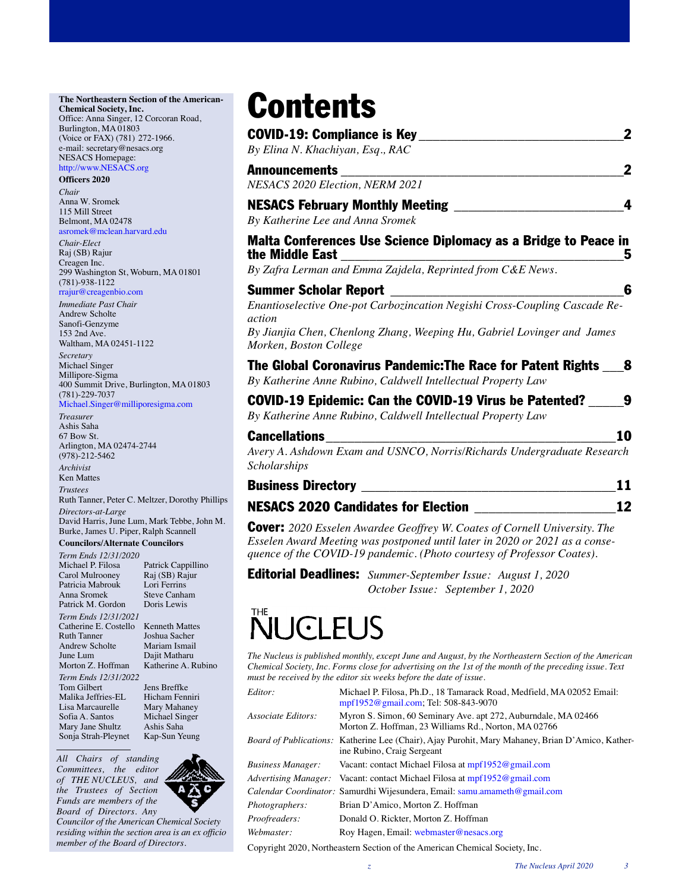**The Northeastern Section of the American Chemical Society, Inc.**
Office: Anna Singer, 12 Corcoran Road, Burlington, MA 01803
(Voice or FAX) (781) 272-1966.
e-mail: secretary@nesacs.org
NESACS Homepage:
http://www.NESACS.org

**Officers 2020**

*Chair*
Anna W. Sromek
115 Mill Street
Belmont, MA 02478
asromek@mclean.harvard.edu

*Chair-Elect*
Raj (SB) Rajur
Creagen Inc.
299 Washington St, Woburn, MA 01801
(781)-938-1122
rrajur@creagenbio.com

*Immediate Past Chair*
Andrew Scholte
Sanofi-Genzyme
153 2nd Ave.
Waltham, MA 02451-1122

*Secretary*
Michael Singer
Millipore-Sigma
400 Summit Drive, Burlington, MA 01803
(781)-229-7037
Michael.Singer@milliporesigma.com

*Treasurer*
Ashis Saha
67 Bow St.
Arlington, MA 02474-2744
(978)-212-5462

*Archivist*
Ken Mattes

*Trustees*
Ruth Tanner, Peter C. Meltzer, Dorothy Phillips

*Directors-at-Large*
David Harris, June Lum, Mark Tebbe, John M. Burke, James U. Piper, Ralph Scannell

**Councilors/Alternate Councilors**

*Term Ends 12/31/2020*
Michael P. Filosa, Patrick Cappillino, Carol Mulrooney, Raj (SB) Rajur, Patricia Mabrouk, Lori Ferrins, Anna Sromek, Steve Canham, Patrick M. Gordon, Doris Lewis

*Term Ends 12/31/2021*
Catherine E. Costello, Kenneth Mattes, Ruth Tanner, Joshua Sacher, Andrew Scholte, Mariam Ismail, June Lum, Dajit Matharu, Morton Z. Hoffman, Katherine A. Rubino

*Term Ends 12/31/2022*
Tom Gilbert, Jens Breffke, Malika Jeffries-EL, Hicham Fenniri, Lisa Marcaurelle, Mary Mahaney, Sofia A. Santos, Michael Singer, Mary Jane Shultz, Ashis Saha, Sonja Strah-Pleynet, Kap-Sun Yeung

*All Chairs of standing Committees, the editor of THE NUCLEUS, and the Trustees of Section Funds are members of the Board of Directors. Any Councilor of the American Chemical Society residing within the section area is an ex officio member of the Board of Directors.*

# Contents

**COVID-19: Compliance is Key** — 2
*By Elina N. Khachiyan, Esq., RAC*

**Announcements** — 2
*NESACS 2020 Election, NERM 2021*

**NESACS February Monthly Meeting** — 4
*By Katherine Lee and Anna Sromek*

**Malta Conferences Use Science Diplomacy as a Bridge to Peace in the Middle East** — 5
*By Zafra Lerman and Emma Zajdela, Reprinted from C&E News.*

**Summer Scholar Report** — 6
*Enantioselective One-pot Carbozincation Negishi Cross-Coupling Cascade Reaction*
*By Jianjia Chen, Chenlong Zhang, Weeping Hu, Gabriel Lovinger and James Morken, Boston College*

**The Global Coronavirus Pandemic:The Race for Patent Rights** — 8
*By Katherine Anne Rubino, Caldwell Intellectual Property Law*

**COVID-19 Epidemic: Can the COVID-19 Virus be Patented?** — 9
*By Katherine Anne Rubino, Caldwell Intellectual Property Law*

**Cancellations** — 10
*Avery A. Ashdown Exam and USNCO, Norris/Richards Undergraduate Research Scholarships*

**Business Directory** — 11

**NESACS 2020 Candidates for Election** — 12

**Cover:** *2020 Esselen Awardee Geoffrey W. Coates of Cornell University. The Esselen Award Meeting was postponed until later in 2020 or 2021 as a consequence of the COVID-19 pandemic. (Photo courtesy of Professor Coates).*

**Editorial Deadlines:** *Summer-September Issue: August 1, 2020*
*October Issue: September 1, 2020*

## THE NUCLEUS

*The Nucleus is published monthly, except June and August, by the Northeastern Section of the American Chemical Society, Inc. Forms close for advertising on the 1st of the month of the preceding issue. Text must be received by the editor six weeks before the date of issue.*

| | |
|---|---|
| *Editor:* | Michael P. Filosa, Ph.D., 18 Tamarack Road, Medfield, MA 02052 Email: mpf1952@gmail.com; Tel: 508-843-9070 |
| *Associate Editors:* | Myron S. Simon, 60 Seminary Ave. apt 272, Auburndale, MA 02466; Morton Z. Hoffman, 23 Williams Rd., Norton, MA 02766 |
| *Board of Publications:* | Katherine Lee (Chair), Ajay Purohit, Mary Mahaney, Brian D'Amico, Katherine Rubino, Craig Sergeant |
| *Business Manager:* | Vacant: contact Michael Filosa at mpf1952@gmail.com |
| *Advertising Manager:* | Vacant: contact Michael Filosa at mpf1952@gmail.com |
| *Calendar Coordinator:* | Samurdhi Wijesundera, Email: samu.amameth@gmail.com |
| *Photographers:* | Brian D'Amico, Morton Z. Hoffman |
| *Proofreaders:* | Donald O. Rickter, Morton Z. Hoffman |
| *Webmaster:* | Roy Hagen, Email: webmaster@nesacs.org |

Copyright 2020, Northeastern Section of the American Chemical Society, Inc.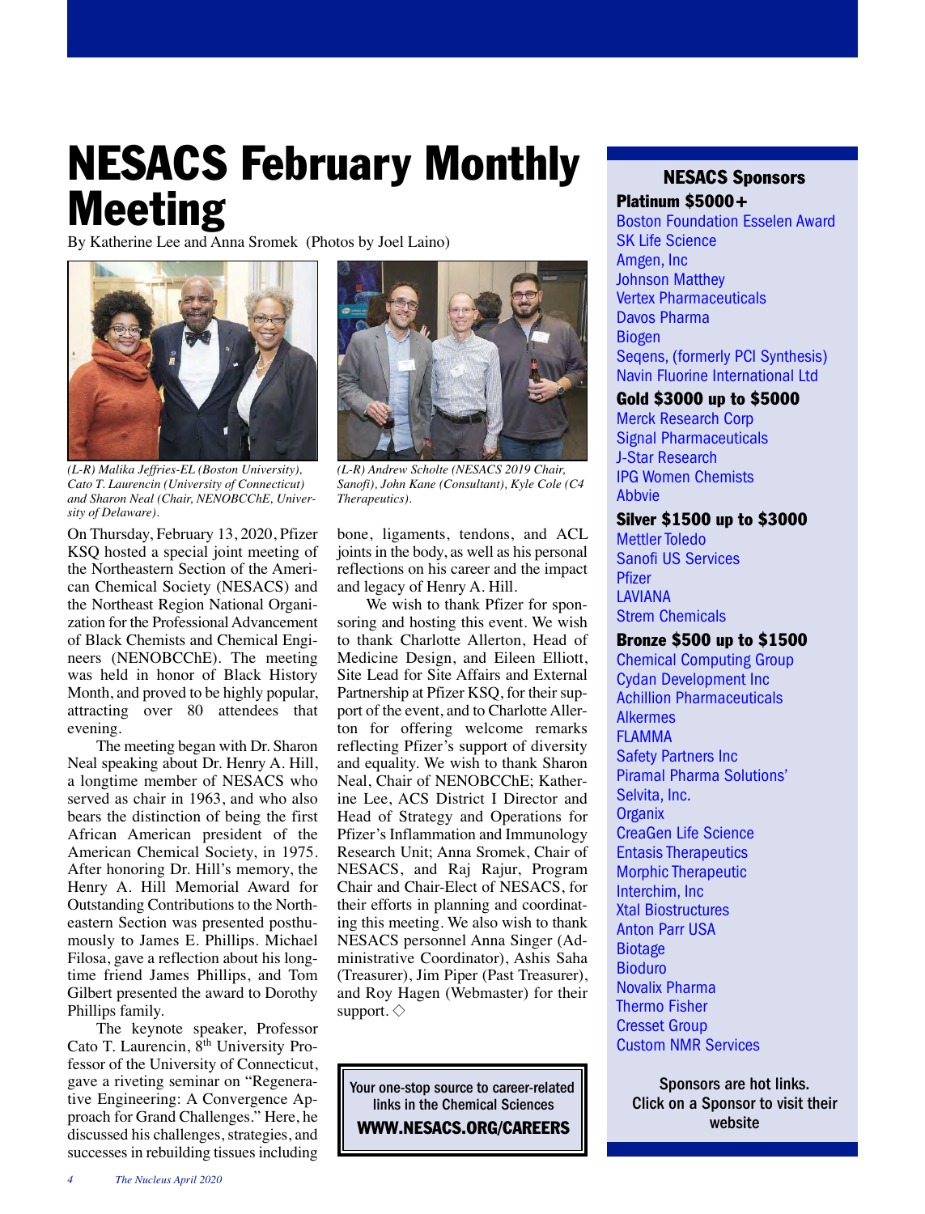# NESACS February Monthly Meeting

By Katherine Lee and Anna Sromek (Photos by Joel Laino)

*(L-R) Malika Jeffries-EL (Boston University), Cato T. Laurencin (University of Connecticut) and Sharon Neal (Chair, NENOBCChE, University of Delaware).*

*(L-R) Andrew Scholte (NESACS 2019 Chair, Sanofi), John Kane (Consultant), Kyle Cole (C4 Therapeutics).*

On Thursday, February 13, 2020, Pfizer KSQ hosted a special joint meeting of the Northeastern Section of the American Chemical Society (NESACS) and the Northeast Region National Organization for the Professional Advancement of Black Chemists and Chemical Engineers (NENOBCChE). The meeting was held in honor of Black History Month, and proved to be highly popular, attracting over 80 attendees that evening.

The meeting began with Dr. Sharon Neal speaking about Dr. Henry A. Hill, a longtime member of NESACS who served as chair in 1963, and who also bears the distinction of being the first African American president of the American Chemical Society, in 1975. After honoring Dr. Hill's memory, the Henry A. Hill Memorial Award for Outstanding Contributions to the Northeastern Section was presented posthumously to James E. Phillips. Michael Filosa, gave a reflection about his long-time friend James Phillips, and Tom Gilbert presented the award to Dorothy Phillips family.

The keynote speaker, Professor Cato T. Laurencin, 8th University Professor of the University of Connecticut, gave a riveting seminar on "Regenerative Engineering: A Convergence Approach for Grand Challenges." Here, he discussed his challenges, strategies, and successes in rebuilding tissues including bone, ligaments, tendons, and ACL joints in the body, as well as his personal reflections on his career and the impact and legacy of Henry A. Hill.

We wish to thank Pfizer for sponsoring and hosting this event. We wish to thank Charlotte Allerton, Head of Medicine Design, and Eileen Elliott, Site Lead for Site Affairs and External Partnership at Pfizer KSQ, for their support of the event, and to Charlotte Allerton for offering welcome remarks reflecting Pfizer's support of diversity and equality. We wish to thank Sharon Neal, Chair of NENOBCChE; Katherine Lee, ACS District I Director and Head of Strategy and Operations for Pfizer's Inflammation and Immunology Research Unit; Anna Sromek, Chair of NESACS, and Raj Rajur, Program Chair and Chair-Elect of NESACS, for their efforts in planning and coordinating this meeting. We also wish to thank NESACS personnel Anna Singer (Administrative Coordinator), Ashis Saha (Treasurer), Jim Piper (Past Treasurer), and Roy Hagen (Webmaster) for their support. ◇

Your one-stop source to career-related links in the Chemical Sciences

**WWW.NESACS.ORG/CAREERS**

## NESACS Sponsors

**Platinum $5000+**

- Boston Foundation Esselen Award
- SK Life Science
- Amgen, Inc
- Johnson Matthey
- Vertex Pharmaceuticals
- Davos Pharma
- Biogen
- Seqens, (formerly PCI Synthesis)
- Navin Fluorine International Ltd

**Gold $3000 up to $5000**

- Merck Research Corp
- Signal Pharmaceuticals
- J-Star Research
- IPG Women Chemists
- Abbvie

**Silver $1500 up to $3000**

- Mettler Toledo
- Sanofi US Services
- Pfizer
- LAVIANA
- Strem Chemicals

**Bronze $500 up to $1500**

- Chemical Computing Group
- Cydan Development Inc
- Achillion Pharmaceuticals
- Alkermes
- FLAMMA
- Safety Partners Inc
- Piramal Pharma Solutions'
- Selvita, Inc.
- Organix
- CreaGen Life Science
- Entasis Therapeutics
- Morphic Therapeutic
- Interchim, Inc
- Xtal Biostructures
- Anton Parr USA
- Biotage
- Bioduro
- Novalix Pharma
- Thermo Fisher
- Cresset Group
- Custom NMR Services

Sponsors are hot links. Click on a Sponsor to visit their website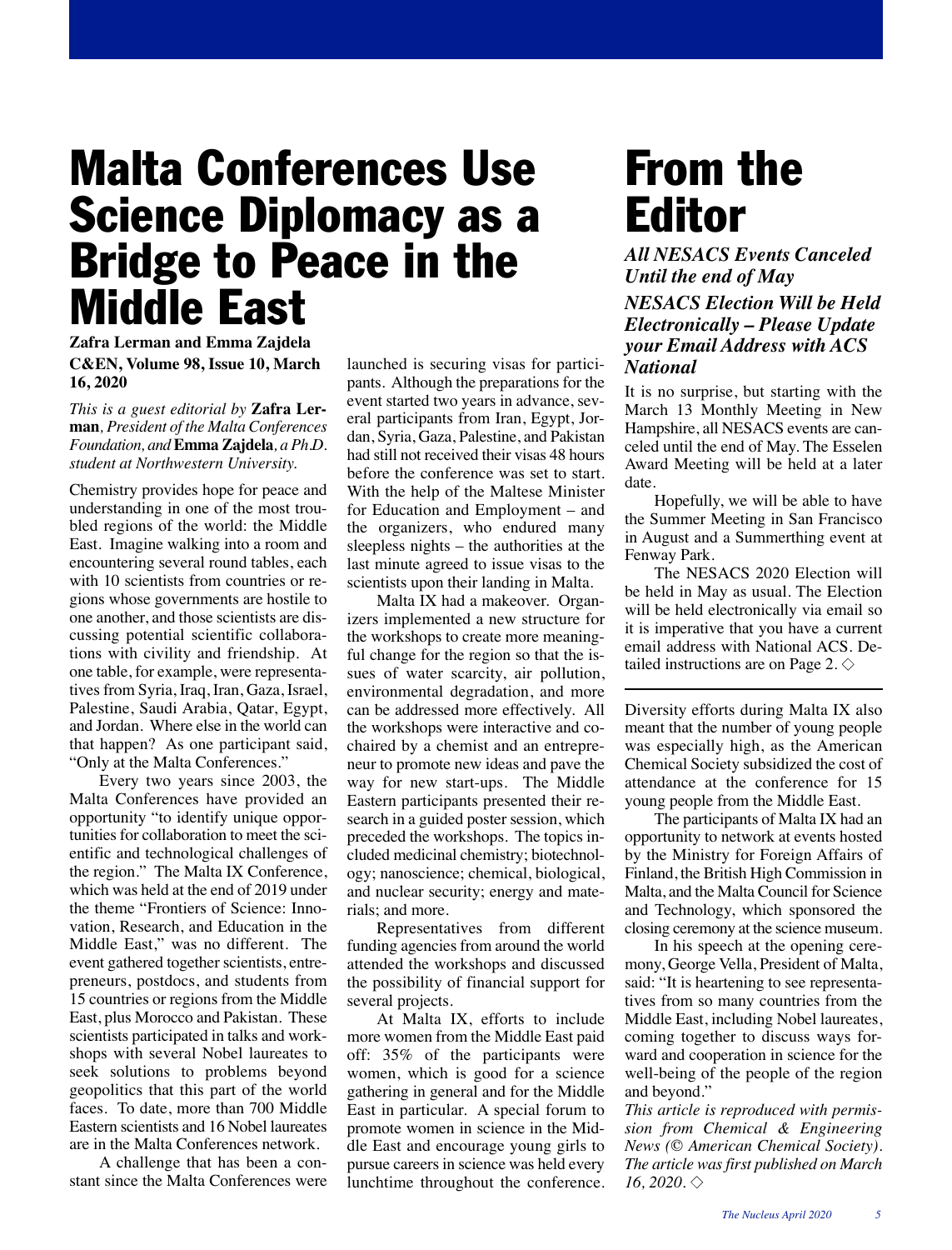# Malta Conferences Use Science Diplomacy as a Bridge to Peace in the Middle East

**Zafra Lerman and Emma Zajdela**

**C&EN, Volume 98, Issue 10, March 16, 2020**

*This is a guest editorial by* **Zafra Lerman***, President of the Malta Conferences Foundation, and* **Emma Zajdela***, a Ph.D. student at Northwestern University.*

Chemistry provides hope for peace and understanding in one of the most troubled regions of the world: the Middle East. Imagine walking into a room and encountering several round tables, each with 10 scientists from countries or regions whose governments are hostile to one another, and those scientists are discussing potential scientific collaborations with civility and friendship. At one table, for example, were representatives from Syria, Iraq, Iran, Gaza, Israel, Palestine, Saudi Arabia, Qatar, Egypt, and Jordan. Where else in the world can that happen? As one participant said, "Only at the Malta Conferences."

Every two years since 2003, the Malta Conferences have provided an opportunity "to identify unique opportunities for collaboration to meet the scientific and technological challenges of the region." The Malta IX Conference, which was held at the end of 2019 under the theme "Frontiers of Science: Innovation, Research, and Education in the Middle East," was no different. The event gathered together scientists, entrepreneurs, postdocs, and students from 15 countries or regions from the Middle East, plus Morocco and Pakistan. These scientists participated in talks and workshops with several Nobel laureates to seek solutions to problems beyond geopolitics that this part of the world faces. To date, more than 700 Middle Eastern scientists and 16 Nobel laureates are in the Malta Conferences network.

A challenge that has been a constant since the Malta Conferences were launched is securing visas for participants. Although the preparations for the event started two years in advance, several participants from Iran, Egypt, Jordan, Syria, Gaza, Palestine, and Pakistan had still not received their visas 48 hours before the conference was set to start. With the help of the Maltese Minister for Education and Employment – and the organizers, who endured many sleepless nights – the authorities at the last minute agreed to issue visas to the scientists upon their landing in Malta.

Malta IX had a makeover. Organizers implemented a new structure for the workshops to create more meaningful change for the region so that the issues of water scarcity, air pollution, environmental degradation, and more can be addressed more effectively. All the workshops were interactive and cochaired by a chemist and an entrepreneur to promote new ideas and pave the way for new start-ups. The Middle Eastern participants presented their research in a guided poster session, which preceded the workshops. The topics included medicinal chemistry; biotechnology; nanoscience; chemical, biological, and nuclear security; energy and materials; and more.

Representatives from different funding agencies from around the world attended the workshops and discussed the possibility of financial support for several projects.

At Malta IX, efforts to include more women from the Middle East paid off: 35% of the participants were women, which is good for a science gathering in general and for the Middle East in particular. A special forum to promote women in science in the Middle East and encourage young girls to pursue careers in science was held every lunchtime throughout the conference.

Diversity efforts during Malta IX also meant that the number of young people was especially high, as the American Chemical Society subsidized the cost of attendance at the conference for 15 young people from the Middle East.

The participants of Malta IX had an opportunity to network at events hosted by the Ministry for Foreign Affairs of Finland, the British High Commission in Malta, and the Malta Council for Science and Technology, which sponsored the closing ceremony at the science museum.

In his speech at the opening ceremony, George Vella, President of Malta, said: "It is heartening to see representatives from so many countries from the Middle East, including Nobel laureates, coming together to discuss ways forward and cooperation in science for the well-being of the people of the region and beyond."

*This article is reproduced with permission from Chemical & Engineering News (© American Chemical Society). The article was first published on March 16, 2020.* ◇

# From the Editor

***All NESACS Events Canceled Until the end of May***

***NESACS Election Will be Held Electronically – Please Update your Email Address with ACS National***

It is no surprise, but starting with the March 13 Monthly Meeting in New Hampshire, all NESACS events are canceled until the end of May. The Esselen Award Meeting will be held at a later date.

Hopefully, we will be able to have the Summer Meeting in San Francisco in August and a Summerthing event at Fenway Park.

The NESACS 2020 Election will be held in May as usual. The Election will be held electronically via email so it is imperative that you have a current email address with National ACS. Detailed instructions are on Page 2. ◇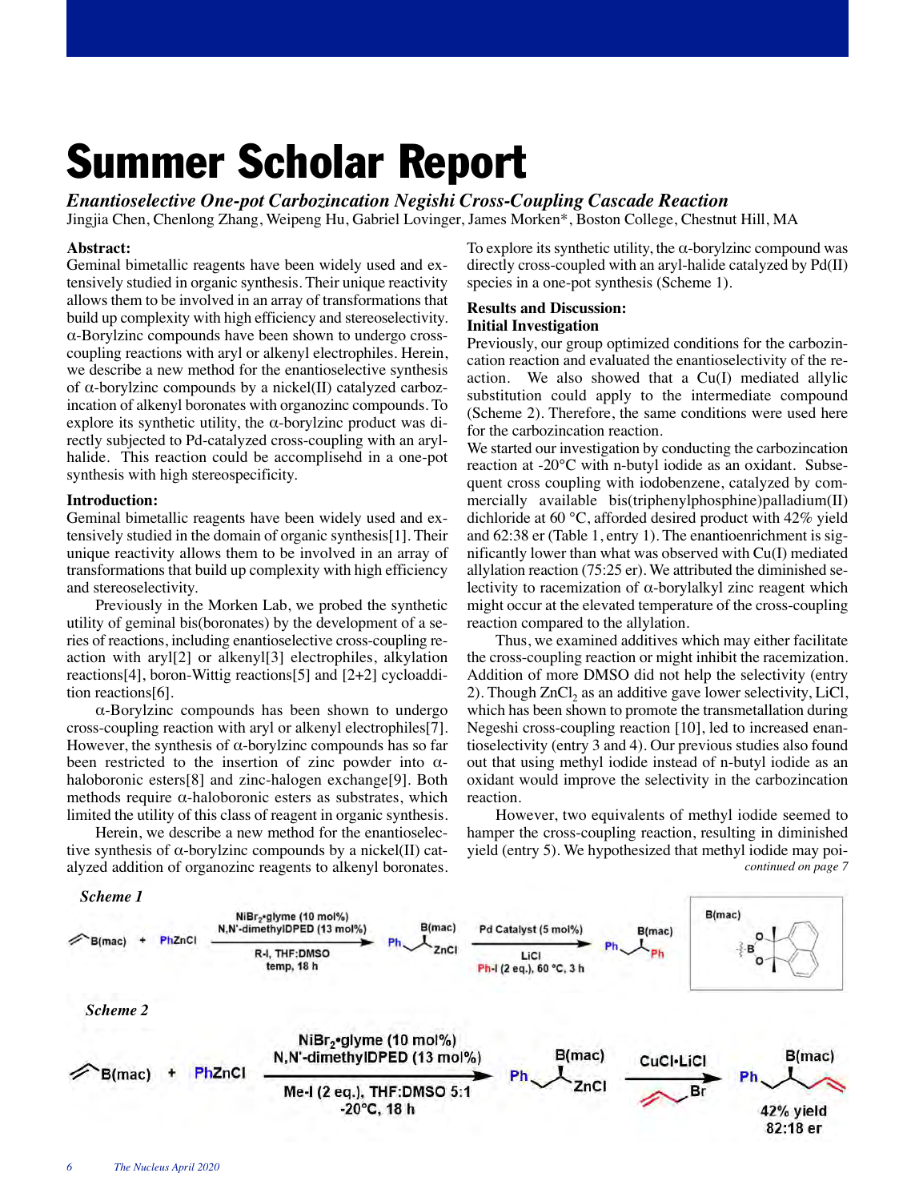# Summer Scholar Report

***Enantioselective One-pot Carbozincation Negishi Cross-Coupling Cascade Reaction***

Jingjia Chen, Chenlong Zhang, Weipeng Hu, Gabriel Lovinger, James Morken*, Boston College, Chestnut Hill, MA

**Abstract:**

Geminal bimetallic reagents have been widely used and extensively studied in organic synthesis. Their unique reactivity allows them to be involved in an array of transformations that build up complexity with high efficiency and stereoselectivity. α-Borylzinc compounds have been shown to undergo cross-coupling reactions with aryl or alkenyl electrophiles. Herein, we describe a new method for the enantioselective synthesis of α-borylzinc compounds by a nickel(II) catalyzed carbozincation of alkenyl boronates with organozinc compounds. To explore its synthetic utility, the α-borylzinc product was directly subjected to Pd-catalyzed cross-coupling with an arylhalide. This reaction could be accomplisehd in a one-pot synthesis with high stereospecificity.

**Introduction:**

Geminal bimetallic reagents have been widely used and extensively studied in the domain of organic synthesis[1]. Their unique reactivity allows them to be involved in an array of transformations that build up complexity with high efficiency and stereoselectivity.

Previously in the Morken Lab, we probed the synthetic utility of geminal bis(boronates) by the development of a series of reactions, including enantioselective cross-coupling reaction with aryl[2] or alkenyl[3] electrophiles, alkylation reactions[4], boron-Wittig reactions[5] and [2+2] cycloaddition reactions[6].

α-Borylzinc compounds has been shown to undergo cross-coupling reaction with aryl or alkenyl electrophiles[7]. However, the synthesis of α-borylzinc compounds has so far been restricted to the insertion of zinc powder into α-haloboronic esters[8] and zinc-halogen exchange[9]. Both methods require α-haloboronic esters as substrates, which limited the utility of this class of reagent in organic synthesis.

Herein, we describe a new method for the enantioselective synthesis of α-borylzinc compounds by a nickel(II) catalyzed addition of organozinc reagents to alkenyl boronates. To explore its synthetic utility, the α-borylzinc compound was directly cross-coupled with an aryl-halide catalyzed by Pd(II) species in a one-pot synthesis (Scheme 1).

**Results and Discussion:**

**Initial Investigation**

Previously, our group optimized conditions for the carbozincation reaction and evaluated the enantioselectivity of the reaction. We also showed that a Cu(I) mediated allylic substitution could apply to the intermediate compound (Scheme 2). Therefore, the same conditions were used here for the carbozincation reaction.

We started our investigation by conducting the carbozincation reaction at -20°C with n-butyl iodide as an oxidant. Subsequent cross coupling with iodobenzene, catalyzed by commercially available bis(triphenylphosphine)palladium(II) dichloride at 60 °C, afforded desired product with 42% yield and 62:38 er (Table 1, entry 1). The enantioenrichment is significantly lower than what was observed with Cu(I) mediated allylation reaction (75:25 er). We attributed the diminished selectivity to racemization of α-borylalkyl zinc reagent which might occur at the elevated temperature of the cross-coupling reaction compared to the allylation.

Thus, we examined additives which may either facilitate the cross-coupling reaction or might inhibit the racemization. Addition of more DMSO did not help the selectivity (entry 2). Though $ZnCl_2$ as an additive gave lower selectivity, LiCl, which has been shown to promote the transmetallation during Negeshi cross-coupling reaction [10], led to increased enantioselectivity (entry 3 and 4). Our previous studies also found out that using methyl iodide instead of n-butyl iodide as an oxidant would improve the selectivity in the carbozincation reaction.

However, two equivalents of methyl iodide seemed to hamper the cross-coupling reaction, resulting in diminished yield (entry 5). We hypothesized that methyl iodide may poi-

*continued on page 7*

*Scheme 1*

Alkenyl–B(mac) + PhZnCl → [$NiBr_2$•glyme (10 mol%), N,N'-dimethylDPED (13 mol%); R-I, THF:DMSO, temp, 18 h] → Ph–CH(B(mac))–ZnCl → [Pd Catalyst (5 mol%), LiCl, Ph-I (2 eq.), 60 °C, 3 h] → Ph–CH(B(mac))–Ph

*Scheme 2*

Alkenyl–B(mac) + PhZnCl → [$NiBr_2$•glyme (10 mol%), N,N'-dimethylDPED (13 mol%); Me-I (2 eq.), THF:DMSO 5:1, -20°C, 18 h] → Ph–CH(B(mac))–ZnCl → [CuCl•LiCl, allyl bromide] → allylated B(mac) product, 42% yield, 82:18 er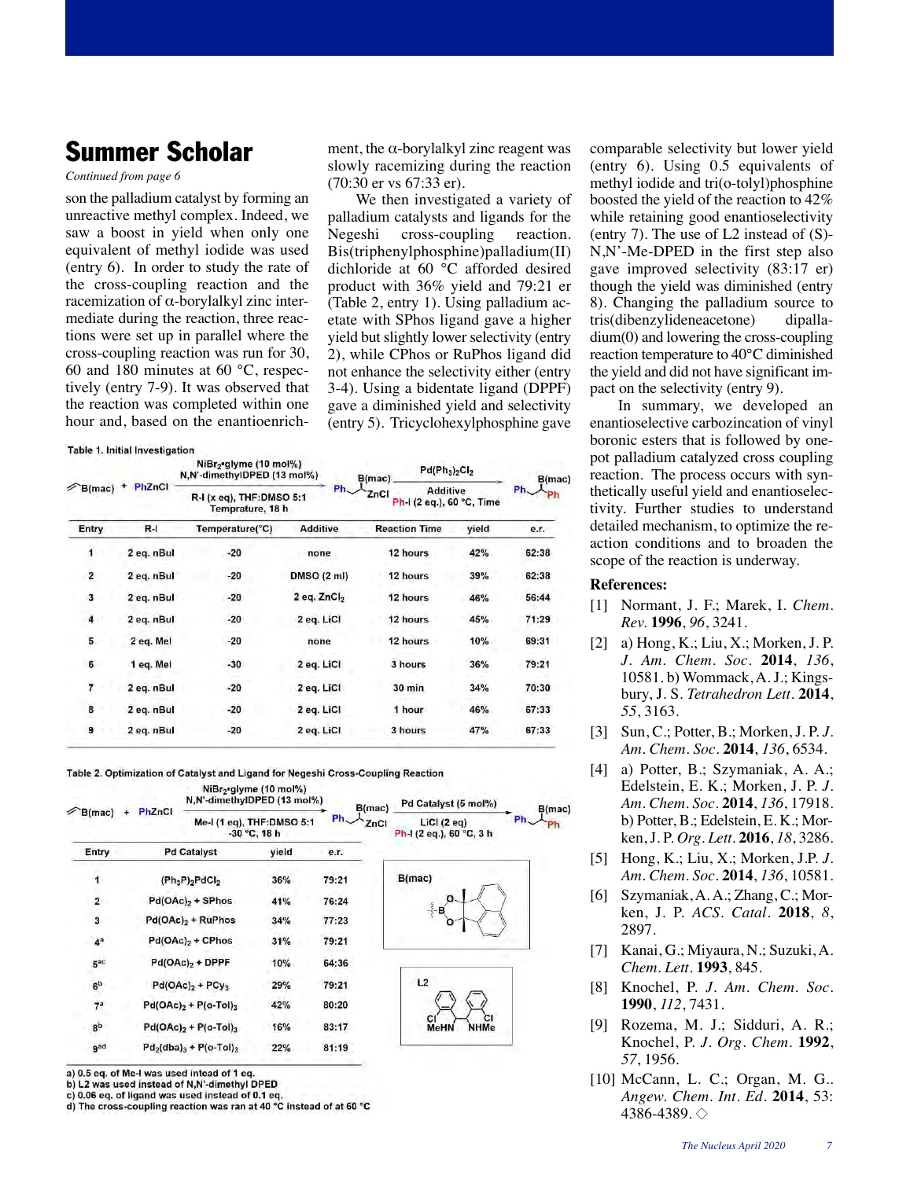# Summer Scholar

*Continued from page 6*

son the palladium catalyst by forming an unreactive methyl complex. Indeed, we saw a boost in yield when only one equivalent of methyl iodide was used (entry 6). In order to study the rate of the cross-coupling reaction and the racemization of α-borylalkyl zinc intermediate during the reaction, three reactions were set up in parallel where the cross-coupling reaction was run for 30, 60 and 180 minutes at 60 °C, respectively (entry 7-9). It was observed that the reaction was completed within one hour and, based on the enantioenrichment, the α-borylalkyl zinc reagent was slowly racemizing during the reaction (70:30 er vs 67:33 er).

We then investigated a variety of palladium catalysts and ligands for the Negeshi cross-coupling reaction. Bis(triphenylphosphine)palladium(II) dichloride at 60 °C afforded desired product with 36% yield and 79:21 er (Table 2, entry 1). Using palladium acetate with SPhos ligand gave a higher yield but slightly lower selectivity (entry 2), while CPhos or RuPhos ligand did not enhance the selectivity either (entry 3-4). Using a bidentate ligand (DPPF) gave a diminished yield and selectivity (entry 5). Tricyclohexylphosphine gave comparable selectivity but lower yield (entry 6). Using 0.5 equivalents of methyl iodide and tri(o-tolyl)phosphine boosted the yield of the reaction to 42% while retaining good enantioselectivity (entry 7). The use of L2 instead of (S)-N,N'-Me-DPED in the first step also gave improved selectivity (83:17 er) though the yield was diminished (entry 8). Changing the palladium source to tris(dibenzylideneacetone) dipalladium(0) and lowering the cross-coupling reaction temperature to 40°C diminished the yield and did not have significant impact on the selectivity (entry 9).

In summary, we developed an enantioselective carbozincation of vinyl boronic esters that is followed by one-pot palladium catalyzed cross coupling reaction. The process occurs with synthetically useful yield and enantioselectivity. Further studies to understand detailed mechanism, to optimize the reaction conditions and to broaden the scope of the reaction is underway.

**Table 1. Initial Investigation**

Reaction scheme: B(mac)-vinyl + PhZnCl → [$NiBr_2$•glyme (10 mol%), N,N'-dimethylIDPED (13 mol%), R-I (x eq), THF:DMSO 5:1, Temprature, 18 h] → Ph–CH(B(mac))–ZnCl intermediate → [$Pd(Ph_3)_2Cl_2$, Additive, Ph-I (2 eq.), 60 °C, Time] → Ph–CH(B(mac))–Ph

| Entry | R-I | Temperature(°C) | Additive | Reaction Time | yield | e.r. |
|---|---|---|---|---|---|---|
| 1 | 2 eq. nBuI | -20 | none | 12 hours | 42% | 62:38 |
| 2 | 2 eq. nBuI | -20 | DMSO (2 ml) | 12 hours | 39% | 62:38 |
| 3 | 2 eq. nBuI | -20 | 2 eq. $ZnCl_2$ | 12 hours | 46% | 56:44 |
| 4 | 2 eq. nBuI | -20 | 2 eq. LiCl | 12 hours | 45% | 71:29 |
| 5 | 2 eq. MeI | -20 | none | 12 hours | 10% | 69:31 |
| 6 | 1 eq. MeI | -30 | 2 eq. LiCl | 3 hours | 36% | 79:21 |
| 7 | 2 eq. nBuI | -20 | 2 eq. LiCl | 30 min | 34% | 70:30 |
| 8 | 2 eq. nBuI | -20 | 2 eq. LiCl | 1 hour | 46% | 67:33 |
| 9 | 2 eq. nBuI | -20 | 2 eq. LiCl | 3 hours | 47% | 67:33 |

**Table 2. Optimization of Catalyst and Ligand for Negeshi Cross-Coupling Reaction**

Reaction scheme: B(mac)-vinyl + PhZnCl → [$NiBr_2$•glyme (10 mol%), N,N'-dimethylIDPED (13 mol%), Me-I (1 eq), THF:DMSO 5:1, -30 °C, 18 h] → Ph–CH(B(mac))–ZnCl intermediate → [Pd Catalyst (5 mol%), LiCl (2 eq), Ph-I (2 eq.), 60 °C, 3 h] → Ph–CH(B(mac))–Ph

| Entry | Pd Catalyst | yield | e.r. |
|---|---|---|---|
| 1 | $(Ph_3P)_2PdCl_2$ | 36% | 79:21 |
| 2 | $Pd(OAc)_2$ + SPhos | 41% | 76:24 |
| 3 | $Pd(OAc)_2$ + RuPhos | 34% | 77:23 |
| 4[a] | $Pd(OAc)_2$ + CPhos | 31% | 79:21 |
| 5[ac] | $Pd(OAc)_2$ + DPPF | 10% | 64:36 |
| 6[b] | $Pd(OAc)_2$ + $PCy_3$ | 29% | 79:21 |
| 7[a] | $Pd(OAc)_2$ + $P(o\text{-Tol})_3$ | 42% | 80:20 |
| 8[b] | $Pd(OAc)_2$ + $P(o\text{-Tol})_3$ | 16% | 83:17 |
| 9[ad] | $Pd_2(dba)_3$ + $P(o\text{-Tol})_3$ | 22% | 81:19 |

B(mac) — structure; L2 — structure (MeHN, NHMe, Cl, Cl)

a) 0.5 eq. of Me-I was used intead of 1 eq.
b) L2 was used instead of N,N'-dimethyl DPED
c) 0.06 eq. of ligand was used instead of 0.1 eq.
d) The cross-coupling reaction was ran at 40 °C instead of at 60 °C

## References:

[1] Normant, J. F.; Marek, I. *Chem. Rev.* **1996**, *96*, 3241.

[2] a) Hong, K.; Liu, X.; Morken, J. P. *J. Am. Chem. Soc.* **2014**, *136*, 10581. b) Wommack, A. J.; Kingsbury, J. S. *Tetrahedron Lett.* **2014**, *55*, 3163.

[3] Sun, C.; Potter, B.; Morken, J. P. *J. Am. Chem. Soc.* **2014**, *136*, 6534.

[4] a) Potter, B.; Szymaniak, A. A.; Edelstein, E. K.; Morken, J. P. *J. Am. Chem. Soc.* **2014**, *136*, 17918. b) Potter, B.; Edelstein, E. K.; Morken, J. P. *Org. Lett.* **2016**, *18*, 3286.

[5] Hong, K.; Liu, X.; Morken, J.P. *J. Am. Chem. Soc.* **2014**, *136*, 10581.

[6] Szymaniak, A. A.; Zhang, C.; Morken, J. P. *ACS. Catal.* **2018**, *8*, 2897.

[7] Kanai, G.; Miyaura, N.; Suzuki, A. *Chem. Lett.* **1993**, 845.

[8] Knochel, P. *J. Am. Chem. Soc.* **1990**, *112*, 7431.

[9] Rozema, M. J.; Sidduri, A. R.; Knochel, P. *J. Org. Chem.* **1992**, *57*, 1956.

[10] McCann, L. C.; Organ, M. G.. *Angew. Chem. Int. Ed.* **2014**, 53: 4386-4389. ◇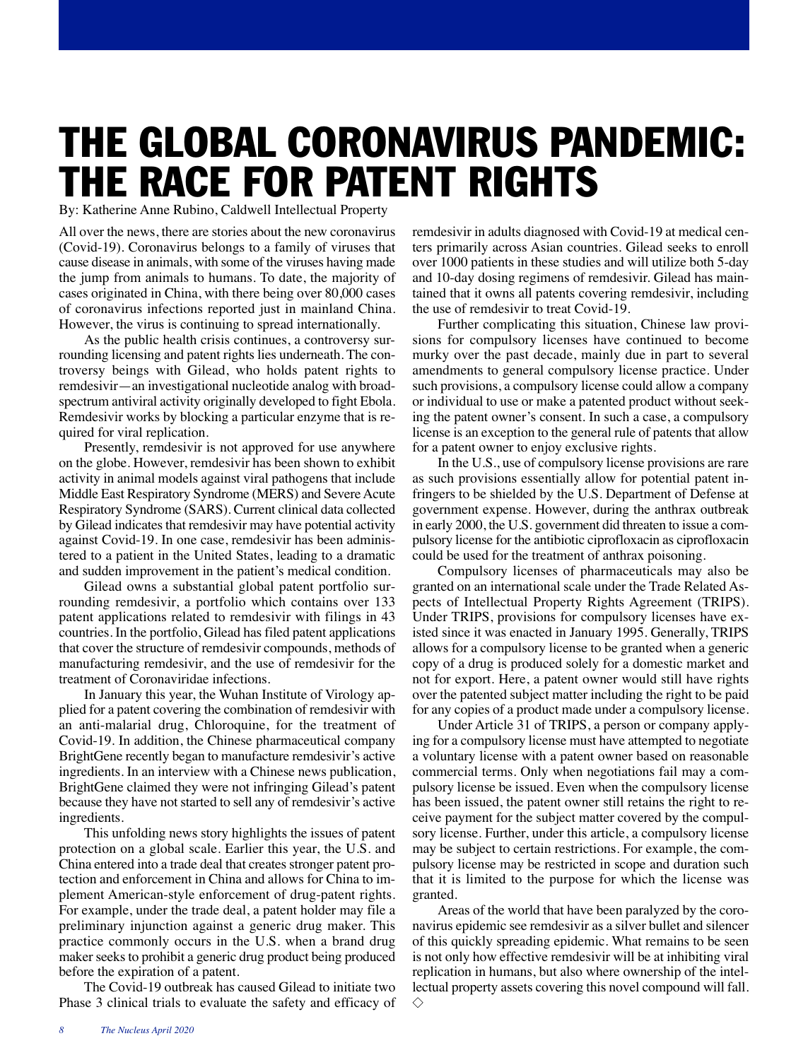# THE GLOBAL CORONAVIRUS PANDEMIC: THE RACE FOR PATENT RIGHTS

By: Katherine Anne Rubino, Caldwell Intellectual Property

All over the news, there are stories about the new coronavirus (Covid-19). Coronavirus belongs to a family of viruses that cause disease in animals, with some of the viruses having made the jump from animals to humans. To date, the majority of cases originated in China, with there being over 80,000 cases of coronavirus infections reported just in mainland China. However, the virus is continuing to spread internationally.

As the public health crisis continues, a controversy surrounding licensing and patent rights lies underneath. The controversy beings with Gilead, who holds patent rights to remdesivir—an investigational nucleotide analog with broad-spectrum antiviral activity originally developed to fight Ebola. Remdesivir works by blocking a particular enzyme that is required for viral replication.

Presently, remdesivir is not approved for use anywhere on the globe. However, remdesivir has been shown to exhibit activity in animal models against viral pathogens that include Middle East Respiratory Syndrome (MERS) and Severe Acute Respiratory Syndrome (SARS). Current clinical data collected by Gilead indicates that remdesivir may have potential activity against Covid-19. In one case, remdesivir has been administered to a patient in the United States, leading to a dramatic and sudden improvement in the patient's medical condition.

Gilead owns a substantial global patent portfolio surrounding remdesivir, a portfolio which contains over 133 patent applications related to remdesivir with filings in 43 countries. In the portfolio, Gilead has filed patent applications that cover the structure of remdesivir compounds, methods of manufacturing remdesivir, and the use of remdesivir for the treatment of Coronaviridae infections.

In January this year, the Wuhan Institute of Virology applied for a patent covering the combination of remdesivir with an anti-malarial drug, Chloroquine, for the treatment of Covid-19. In addition, the Chinese pharmaceutical company BrightGene recently began to manufacture remdesivir's active ingredients. In an interview with a Chinese news publication, BrightGene claimed they were not infringing Gilead's patent because they have not started to sell any of remdesivir's active ingredients.

This unfolding news story highlights the issues of patent protection on a global scale. Earlier this year, the U.S. and China entered into a trade deal that creates stronger patent protection and enforcement in China and allows for China to implement American-style enforcement of drug-patent rights. For example, under the trade deal, a patent holder may file a preliminary injunction against a generic drug maker. This practice commonly occurs in the U.S. when a brand drug maker seeks to prohibit a generic drug product being produced before the expiration of a patent.

The Covid-19 outbreak has caused Gilead to initiate two Phase 3 clinical trials to evaluate the safety and efficacy of remdesivir in adults diagnosed with Covid-19 at medical centers primarily across Asian countries. Gilead seeks to enroll over 1000 patients in these studies and will utilize both 5-day and 10-day dosing regimens of remdesivir. Gilead has maintained that it owns all patents covering remdesivir, including the use of remdesivir to treat Covid-19.

Further complicating this situation, Chinese law provisions for compulsory licenses have continued to become murky over the past decade, mainly due in part to several amendments to general compulsory license practice. Under such provisions, a compulsory license could allow a company or individual to use or make a patented product without seeking the patent owner's consent. In such a case, a compulsory license is an exception to the general rule of patents that allow for a patent owner to enjoy exclusive rights.

In the U.S., use of compulsory license provisions are rare as such provisions essentially allow for potential patent infringers to be shielded by the U.S. Department of Defense at government expense. However, during the anthrax outbreak in early 2000, the U.S. government did threaten to issue a compulsory license for the antibiotic ciprofloxacin as ciprofloxacin could be used for the treatment of anthrax poisoning.

Compulsory licenses of pharmaceuticals may also be granted on an international scale under the Trade Related Aspects of Intellectual Property Rights Agreement (TRIPS). Under TRIPS, provisions for compulsory licenses have existed since it was enacted in January 1995. Generally, TRIPS allows for a compulsory license to be granted when a generic copy of a drug is produced solely for a domestic market and not for export. Here, a patent owner would still have rights over the patented subject matter including the right to be paid for any copies of a product made under a compulsory license.

Under Article 31 of TRIPS, a person or company applying for a compulsory license must have attempted to negotiate a voluntary license with a patent owner based on reasonable commercial terms. Only when negotiations fail may a compulsory license be issued. Even when the compulsory license has been issued, the patent owner still retains the right to receive payment for the subject matter covered by the compulsory license. Further, under this article, a compulsory license may be subject to certain restrictions. For example, the compulsory license may be restricted in scope and duration such that it is limited to the purpose for which the license was granted.

Areas of the world that have been paralyzed by the coronavirus epidemic see remdesivir as a silver bullet and silencer of this quickly spreading epidemic. What remains to be seen is not only how effective remdesivir will be at inhibiting viral replication in humans, but also where ownership of the intellectual property assets covering this novel compound will fall. ◇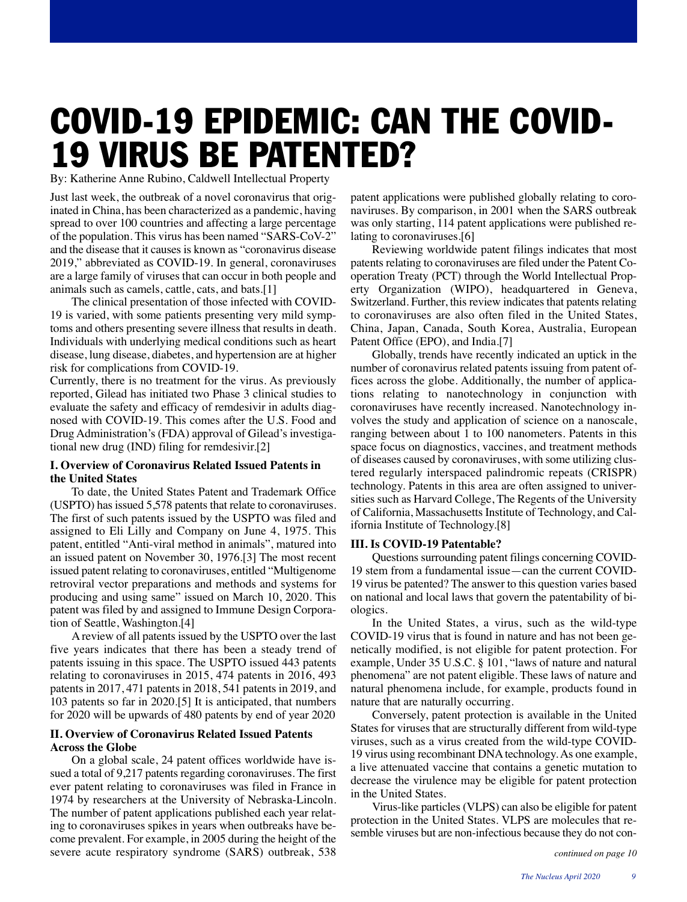# COVID-19 EPIDEMIC: CAN THE COVID-19 VIRUS BE PATENTED?

By: Katherine Anne Rubino, Caldwell Intellectual Property

Just last week, the outbreak of a novel coronavirus that originated in China, has been characterized as a pandemic, having spread to over 100 countries and affecting a large percentage of the population. This virus has been named "SARS-CoV-2" and the disease that it causes is known as "coronavirus disease 2019," abbreviated as COVID-19. In general, coronaviruses are a large family of viruses that can occur in both people and animals such as camels, cattle, cats, and bats.[1]

The clinical presentation of those infected with COVID-19 is varied, with some patients presenting very mild symptoms and others presenting severe illness that results in death. Individuals with underlying medical conditions such as heart disease, lung disease, diabetes, and hypertension are at higher risk for complications from COVID-19.

Currently, there is no treatment for the virus. As previously reported, Gilead has initiated two Phase 3 clinical studies to evaluate the safety and efficacy of remdesivir in adults diagnosed with COVID-19. This comes after the U.S. Food and Drug Administration's (FDA) approval of Gilead's investigational new drug (IND) filing for remdesivir.[2]

**I. Overview of Coronavirus Related Issued Patents in the United States**

To date, the United States Patent and Trademark Office (USPTO) has issued 5,578 patents that relate to coronaviruses. The first of such patents issued by the USPTO was filed and assigned to Eli Lilly and Company on June 4, 1975. This patent, entitled "Anti-viral method in animals", matured into an issued patent on November 30, 1976.[3] The most recent issued patent relating to coronaviruses, entitled "Multigenome retroviral vector preparations and methods and systems for producing and using same" issued on March 10, 2020. This patent was filed by and assigned to Immune Design Corporation of Seattle, Washington.[4]

A review of all patents issued by the USPTO over the last five years indicates that there has been a steady trend of patents issuing in this space. The USPTO issued 443 patents relating to coronaviruses in 2015, 474 patents in 2016, 493 patents in 2017, 471 patents in 2018, 541 patents in 2019, and 103 patents so far in 2020.[5] It is anticipated, that numbers for 2020 will be upwards of 480 patents by end of year 2020

**II. Overview of Coronavirus Related Issued Patents Across the Globe**

On a global scale, 24 patent offices worldwide have issued a total of 9,217 patents regarding coronaviruses. The first ever patent relating to coronaviruses was filed in France in 1974 by researchers at the University of Nebraska-Lincoln. The number of patent applications published each year relating to coronaviruses spikes in years when outbreaks have become prevalent. For example, in 2005 during the height of the severe acute respiratory syndrome (SARS) outbreak, 538 patent applications were published globally relating to coronaviruses. By comparison, in 2001 when the SARS outbreak was only starting, 114 patent applications were published relating to coronaviruses.[6]

Reviewing worldwide patent filings indicates that most patents relating to coronaviruses are filed under the Patent Cooperation Treaty (PCT) through the World Intellectual Property Organization (WIPO), headquartered in Geneva, Switzerland. Further, this review indicates that patents relating to coronaviruses are also often filed in the United States, China, Japan, Canada, South Korea, Australia, European Patent Office (EPO), and India.[7]

Globally, trends have recently indicated an uptick in the number of coronavirus related patents issuing from patent offices across the globe. Additionally, the number of applications relating to nanotechnology in conjunction with coronaviruses have recently increased. Nanotechnology involves the study and application of science on a nanoscale, ranging between about 1 to 100 nanometers. Patents in this space focus on diagnostics, vaccines, and treatment methods of diseases caused by coronaviruses, with some utilizing clustered regularly interspaced palindromic repeats (CRISPR) technology. Patents in this area are often assigned to universities such as Harvard College, The Regents of the University of California, Massachusetts Institute of Technology, and California Institute of Technology.[8]

**III. Is COVID-19 Patentable?**

Questions surrounding patent filings concerning COVID-19 stem from a fundamental issue—can the current COVID-19 virus be patented? The answer to this question varies based on national and local laws that govern the patentability of biologics.

In the United States, a virus, such as the wild-type COVID-19 virus that is found in nature and has not been genetically modified, is not eligible for patent protection. For example, Under 35 U.S.C. § 101, "laws of nature and natural phenomena" are not patent eligible. These laws of nature and natural phenomena include, for example, products found in nature that are naturally occurring.

Conversely, patent protection is available in the United States for viruses that are structurally different from wild-type viruses, such as a virus created from the wild-type COVID-19 virus using recombinant DNA technology. As one example, a live attenuated vaccine that contains a genetic mutation to decrease the virulence may be eligible for patent protection in the United States.

Virus-like particles (VLPS) can also be eligible for patent protection in the United States. VLPS are molecules that resemble viruses but are non-infectious because they do not con-

*continued on page 10*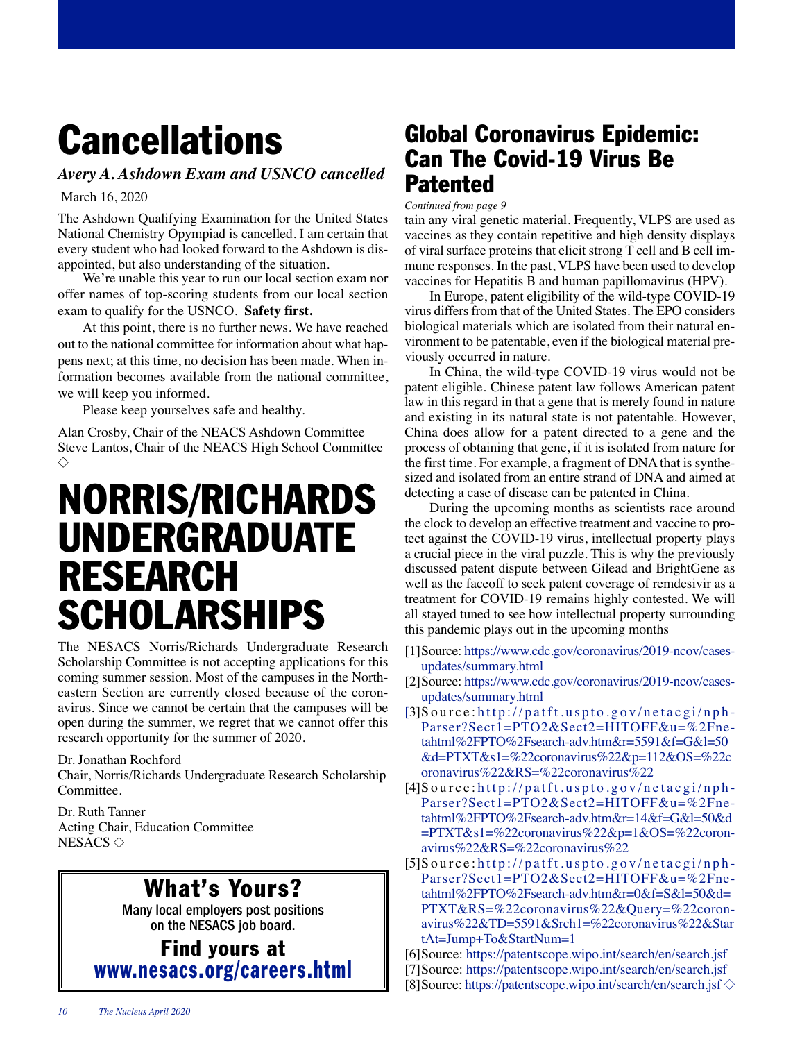# Cancellations

### *Avery A. Ashdown Exam and USNCO cancelled*

March 16, 2020

The Ashdown Qualifying Examination for the United States National Chemistry Opympiad is cancelled. I am certain that every student who had looked forward to the Ashdown is disappointed, but also understanding of the situation.

We're unable this year to run our local section exam nor offer names of top-scoring students from our local section exam to qualify for the USNCO. **Safety first.**

At this point, there is no further news. We have reached out to the national committee for information about what happens next; at this time, no decision has been made. When information becomes available from the national committee, we will keep you informed.

Please keep yourselves safe and healthy.

Alan Crosby, Chair of the NEACS Ashdown Committee
Steve Lantos, Chair of the NEACS High School Committee ◇

# NORRIS/RICHARDS UNDERGRADUATE RESEARCH SCHOLARSHIPS

The NESACS Norris/Richards Undergraduate Research Scholarship Committee is not accepting applications for this coming summer session. Most of the campuses in the Northeastern Section are currently closed because of the coronavirus. Since we cannot be certain that the campuses will be open during the summer, we regret that we cannot offer this research opportunity for the summer of 2020.

Dr. Jonathan Rochford
Chair, Norris/Richards Undergraduate Research Scholarship Committee.

Dr. Ruth Tanner
Acting Chair, Education Committee
NESACS ◇

## What's Yours?

**Many local employers post positions on the NESACS job board.**

**Find yours at www.nesacs.org/careers.html**

# Global Coronavirus Epidemic: Can The Covid-19 Virus Be Patented

*Continued from page 9*

tain any viral genetic material. Frequently, VLPS are used as vaccines as they contain repetitive and high density displays of viral surface proteins that elicit strong T cell and B cell immune responses. In the past, VLPS have been used to develop vaccines for Hepatitis B and human papillomavirus (HPV).

In Europe, patent eligibility of the wild-type COVID-19 virus differs from that of the United States. The EPO considers biological materials which are isolated from their natural environment to be patentable, even if the biological material previously occurred in nature.

In China, the wild-type COVID-19 virus would not be patent eligible. Chinese patent law follows American patent law in this regard in that a gene that is merely found in nature and existing in its natural state is not patentable. However, China does allow for a patent directed to a gene and the process of obtaining that gene, if it is isolated from nature for the first time. For example, a fragment of DNA that is synthesized and isolated from an entire strand of DNA and aimed at detecting a case of disease can be patented in China.

During the upcoming months as scientists race around the clock to develop an effective treatment and vaccine to protect against the COVID-19 virus, intellectual property plays a crucial piece in the viral puzzle. This is why the previously discussed patent dispute between Gilead and BrightGene as well as the faceoff to seek patent coverage of remdesivir as a treatment for COVID-19 remains highly contested. We will all stayed tuned to see how intellectual property surrounding this pandemic plays out in the upcoming months

[1]Source: https://www.cdc.gov/coronavirus/2019-ncov/cases-updates/summary.html

[2]Source: https://www.cdc.gov/coronavirus/2019-ncov/cases-updates/summary.html

[3]Source: http://patft.uspto.gov/netacgi/nph-Parser?Sect1=PTO2&Sect2=HITOFF&u=%2Fnetahtml%2FPTO%2Fsearch-adv.htm&r=5591&f=G&l=50&d=PTXT&s1=%22coronavirus%22&p=112&OS=%22coronavirus%22&RS=%22coronavirus%22

[4]Source: http://patft.uspto.gov/netacgi/nph-Parser?Sect1=PTO2&Sect2=HITOFF&u=%2Fnetahtml%2FPTO%2Fsearch-adv.htm&r=14&f=G&l=50&d=PTXT&s1=%22coronavirus%22&p=1&OS=%22coronavirus%22&RS=%22coronavirus%22

[5]Source: http://patft.uspto.gov/netacgi/nph-Parser?Sect1=PTO2&Sect2=HITOFF&u=%2Fnetahtml%2FPTO%2Fsearch-adv.htm&r=0&f=S&l=50&d=PTXT&RS=%22coronavirus%22&Query=%22coronavirus%22&TD=5591&Srch1=%22coronavirus%22&StartAt=Jump+To&StartNum=1

[6]Source: https://patentscope.wipo.int/search/en/search.jsf

[7]Source: https://patentscope.wipo.int/search/en/search.jsf

[8]Source: https://patentscope.wipo.int/search/en/search.jsf ◇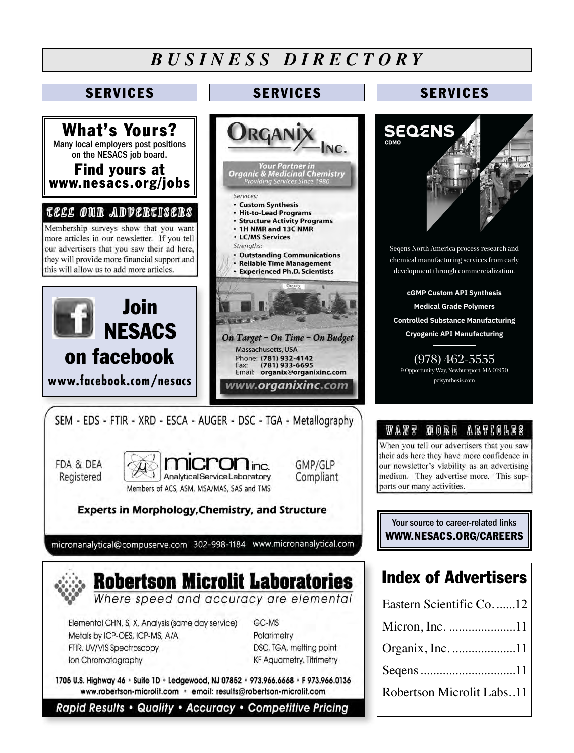# BUSINESS DIRECTORY

## SERVICES

**What's Yours?**
Many local employers post positions on the NESACS job board.
**Find yours at www.nesacs.org/jobs**

### TELL OUR ADVERTISERS

Membership surveys show that you want more articles in our newsletter. If you tell our advertisers that you saw their ad here, they will provide more financial support and this will allow us to add more articles.

**Join NESACS on facebook**
**www.facebook.com/nesacs**

## SERVICES

**ORGANIX INC.**

*Your Partner in Organic & Medicinal Chemistry*
*Providing Services Since 1986*

*Services:*
- Custom Synthesis
- Hit-to-Lead Programs
- Structure Activity Programs
- 1H NMR and 13C NMR
- LC/MS Services

*Strengths:*
- Outstanding Communications
- Reliable Time Management
- Experienced Ph.D. Scientists

*On Target – On Time – On Budget*

Massachusetts, USA
Phone: (781) 932-4142
Fax: (781) 933-6695
Email: organix@organixinc.com
www.organixinc.com

## SERVICES

**SEQENS CDMO**

Seqens North America process research and chemical manufacturing services from early development through commercialization.

**cGMP Custom API Synthesis**
**Medical Grade Polymers**
**Controlled Substance Manufacturing**
**Cryogenic API Manufacturing**

(978) 462-5555
9 Opportunity Way, Newburyport, MA 01950
pcisynthesis.com

---

SEM - EDS - FTIR - XRD - ESCA - AUGER - DSC - TGA - Metallography

FDA & DEA Registered | **micron inc.** Analytical Service Laboratory | GMP/GLP Compliant

Members of ACS, ASM, MSA/MAS, SAS and TMS

**Experts in Morphology, Chemistry, and Structure**

micronanalytical@compuserve.com 302-998-1184 www.micronanalytical.com

---

**Robertson Microlit Laboratories**
*Where speed and accuracy are elemental*

- Elemental CHN, S, X, Analysis (same day service)
- Metals by ICP-OES, ICP-MS, A/A
- FTIR, UV/VIS Spectroscopy
- Ion Chromatography
- GC-MS
- Polarimetry
- DSC, TGA, melting point
- KF Aquametry, Titrimetry

**1705 U.S. Highway 46 • Suite 1D • Ledgewood, NJ 07852 • 973.966.6668 • F 973.966.0136**
**www.robertson-microlit.com • email: results@robertson-microlit.com**

***Rapid Results • Quality • Accuracy • Competitive Pricing***

---

### WANT MORE ARTICLES

When you tell our advertisers that you saw their ads here they have more confidence in our newsletter's viability as an advertising medium. They advertise more. This supports our many activities.

Your source to career-related links
**WWW.NESACS.ORG/CAREERS**

## Index of Advertisers

Eastern Scientific Co. ......12
Micron, Inc. .....................11
Organix, Inc. ....................11
Seqens ..............................11
Robertson Microlit Labs..11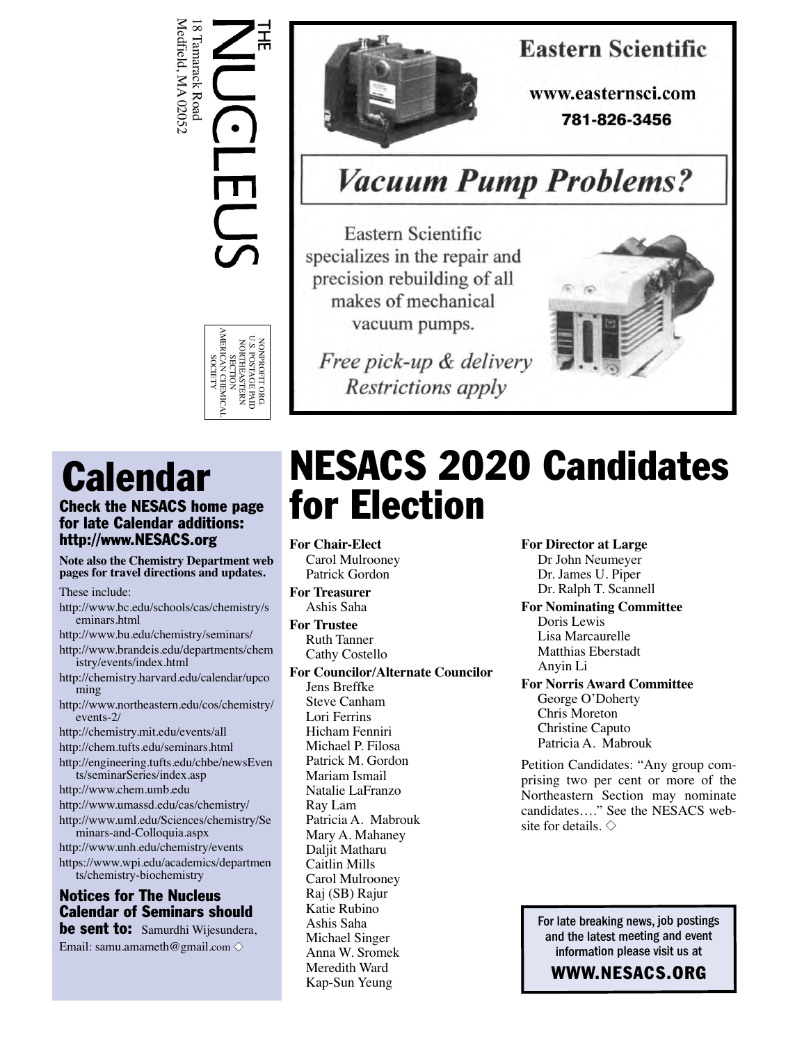THE NUCLEUS

18 Tamarack Road
Medfield, MA 02052

NONPROFIT ORG.
U.S. POSTAGE PAID
NORTHEASTERN SECTION
AMERICAN CHEMICAL SOCIETY

**Eastern Scientific**

**www.easternsci.com**

**781-826-3456**

## *Vacuum Pump Problems?*

Eastern Scientific specializes in the repair and precision rebuilding of all makes of mechanical vacuum pumps.

*Free pick-up & delivery*
*Restrictions apply*

# Calendar

### Check the NESACS home page for late Calendar additions: http://www.NESACS.org

**Note also the Chemistry Department web pages for travel directions and updates.**

These include:

- http://www.bc.edu/schools/cas/chemistry/seminars.html
- http://www.bu.edu/chemistry/seminars/
- http://www.brandeis.edu/departments/chemistry/events/index.html
- http://chemistry.harvard.edu/calendar/upcoming
- http://www.northeastern.edu/cos/chemistry/events-2/
- http://chemistry.mit.edu/events/all
- http://chem.tufts.edu/seminars.html
- http://engineering.tufts.edu/chbe/newsEvents/seminarSeries/index.asp
- http://www.chem.umb.edu
- http://www.umassd.edu/cas/chemistry/
- http://www.uml.edu/Sciences/chemistry/Seminars-and-Colloquia.aspx
- http://www.unh.edu/chemistry/events
- https://www.wpi.edu/academics/departments/chemistry-biochemistry

**Notices for The Nucleus Calendar of Seminars should be sent to:** Samurdhi Wijesundera, Email: samu.amameth@gmail.com ◇

# NESACS 2020 Candidates for Election

**For Chair-Elect**
Carol Mulrooney
Patrick Gordon

**For Treasurer**
Ashis Saha

**For Trustee**
Ruth Tanner
Cathy Costello

**For Councilor/Alternate Councilor**
Jens Breffke
Steve Canham
Lori Ferrins
Hicham Fenniri
Michael P. Filosa
Patrick M. Gordon
Mariam Ismail
Natalie LaFranzo
Ray Lam
Patricia A. Mabrouk
Mary A. Mahaney
Daljit Matharu
Caitlin Mills
Carol Mulrooney
Raj (SB) Rajur
Katie Rubino
Ashis Saha
Michael Singer
Anna W. Sromek
Meredith Ward
Kap-Sun Yeung

**For Director at Large**
Dr John Neumeyer
Dr. James U. Piper
Dr. Ralph T. Scannell

**For Nominating Committee**
Doris Lewis
Lisa Marcaurelle
Matthias Eberstadt
Anyin Li

**For Norris Award Committee**
George O'Doherty
Chris Moreton
Christine Caputo
Patricia A. Mabrouk

Petition Candidates: "Any group comprising two per cent or more of the Northeastern Section may nominate candidates…." See the NESACS website for details. ◇

For late breaking news, job postings and the latest meeting and event information please visit us at

**WWW.NESACS.ORG**